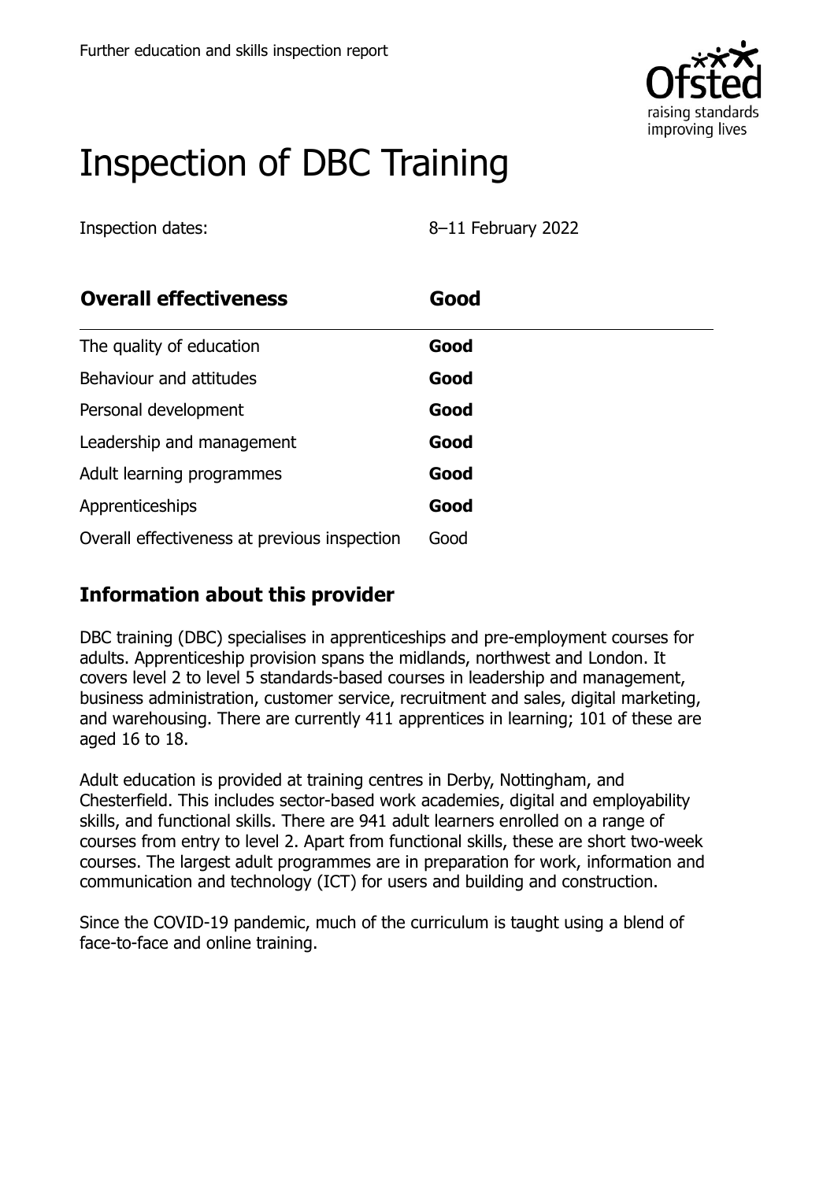Further education and skills inspection report

# Inspection of DBC Training

Inspection dates: 8–11 February 2022

| **Overall effectiveness** | **Good** |
|---|---|
| The quality of education | **Good** |
| Behaviour and attitudes | **Good** |
| Personal development | **Good** |
| Leadership and management | **Good** |
| Adult learning programmes | **Good** |
| Apprenticeships | **Good** |
| Overall effectiveness at previous inspection | Good |

## Information about this provider

DBC training (DBC) specialises in apprenticeships and pre-employment courses for adults. Apprenticeship provision spans the midlands, northwest and London. It covers level 2 to level 5 standards-based courses in leadership and management, business administration, customer service, recruitment and sales, digital marketing, and warehousing. There are currently 411 apprentices in learning; 101 of these are aged 16 to 18.

Adult education is provided at training centres in Derby, Nottingham, and Chesterfield. This includes sector-based work academies, digital and employability skills, and functional skills. There are 941 adult learners enrolled on a range of courses from entry to level 2. Apart from functional skills, these are short two-week courses. The largest adult programmes are in preparation for work, information and communication and technology (ICT) for users and building and construction.

Since the COVID-19 pandemic, much of the curriculum is taught using a blend of face-to-face and online training.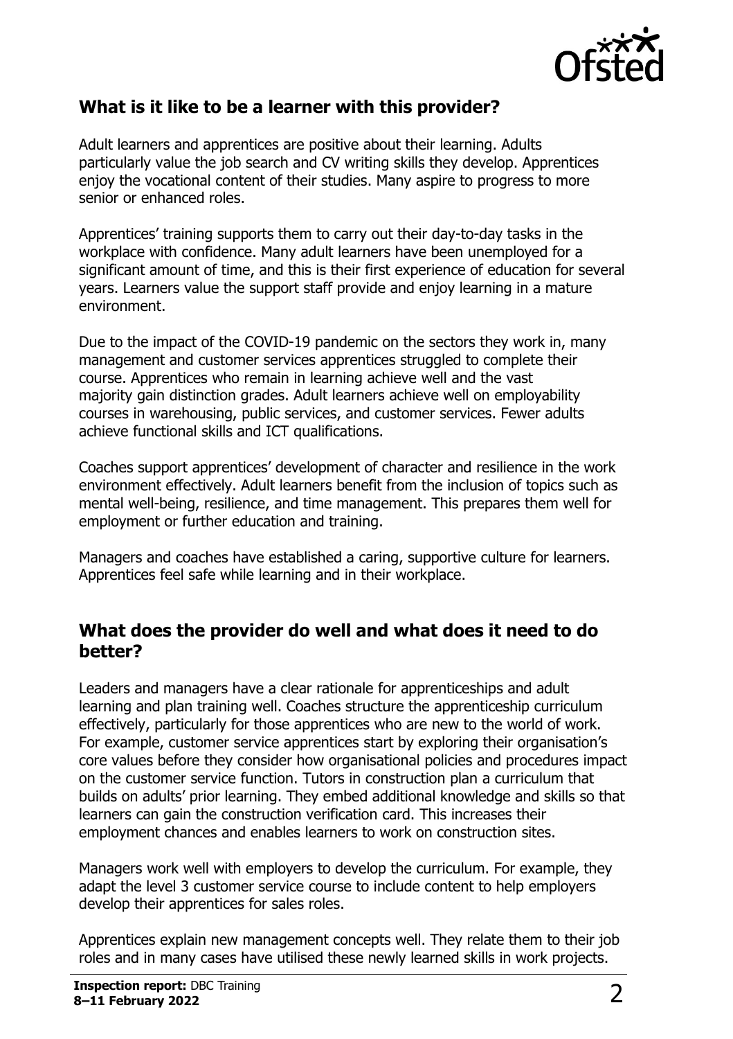## What is it like to be a learner with this provider?

Adult learners and apprentices are positive about their learning. Adults particularly value the job search and CV writing skills they develop. Apprentices enjoy the vocational content of their studies. Many aspire to progress to more senior or enhanced roles.

Apprentices' training supports them to carry out their day-to-day tasks in the workplace with confidence. Many adult learners have been unemployed for a significant amount of time, and this is their first experience of education for several years. Learners value the support staff provide and enjoy learning in a mature environment.

Due to the impact of the COVID-19 pandemic on the sectors they work in, many management and customer services apprentices struggled to complete their course. Apprentices who remain in learning achieve well and the vast majority gain distinction grades. Adult learners achieve well on employability courses in warehousing, public services, and customer services. Fewer adults achieve functional skills and ICT qualifications.

Coaches support apprentices' development of character and resilience in the work environment effectively. Adult learners benefit from the inclusion of topics such as mental well-being, resilience, and time management. This prepares them well for employment or further education and training.

Managers and coaches have established a caring, supportive culture for learners. Apprentices feel safe while learning and in their workplace.

## What does the provider do well and what does it need to do better?

Leaders and managers have a clear rationale for apprenticeships and adult learning and plan training well. Coaches structure the apprenticeship curriculum effectively, particularly for those apprentices who are new to the world of work. For example, customer service apprentices start by exploring their organisation's core values before they consider how organisational policies and procedures impact on the customer service function. Tutors in construction plan a curriculum that builds on adults' prior learning. They embed additional knowledge and skills so that learners can gain the construction verification card. This increases their employment chances and enables learners to work on construction sites.

Managers work well with employers to develop the curriculum. For example, they adapt the level 3 customer service course to include content to help employers develop their apprentices for sales roles.

Apprentices explain new management concepts well. They relate them to their job roles and in many cases have utilised these newly learned skills in work projects.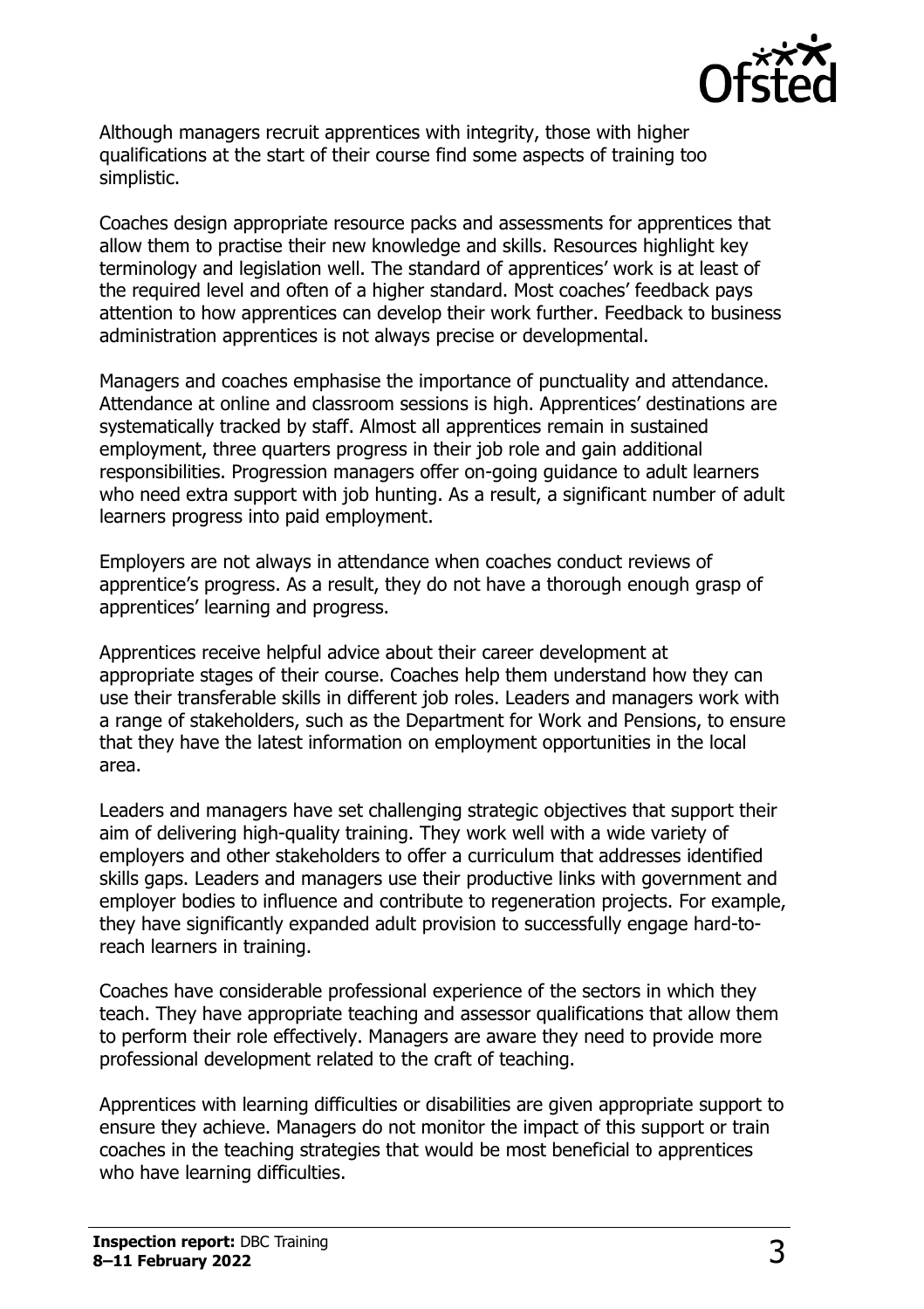Although managers recruit apprentices with integrity, those with higher qualifications at the start of their course find some aspects of training too simplistic.

Coaches design appropriate resource packs and assessments for apprentices that allow them to practise their new knowledge and skills. Resources highlight key terminology and legislation well. The standard of apprentices' work is at least of the required level and often of a higher standard. Most coaches' feedback pays attention to how apprentices can develop their work further. Feedback to business administration apprentices is not always precise or developmental.

Managers and coaches emphasise the importance of punctuality and attendance. Attendance at online and classroom sessions is high. Apprentices' destinations are systematically tracked by staff. Almost all apprentices remain in sustained employment, three quarters progress in their job role and gain additional responsibilities. Progression managers offer on-going guidance to adult learners who need extra support with job hunting. As a result, a significant number of adult learners progress into paid employment.

Employers are not always in attendance when coaches conduct reviews of apprentice's progress. As a result, they do not have a thorough enough grasp of apprentices' learning and progress.

Apprentices receive helpful advice about their career development at appropriate stages of their course. Coaches help them understand how they can use their transferable skills in different job roles. Leaders and managers work with a range of stakeholders, such as the Department for Work and Pensions, to ensure that they have the latest information on employment opportunities in the local area.

Leaders and managers have set challenging strategic objectives that support their aim of delivering high-quality training. They work well with a wide variety of employers and other stakeholders to offer a curriculum that addresses identified skills gaps. Leaders and managers use their productive links with government and employer bodies to influence and contribute to regeneration projects. For example, they have significantly expanded adult provision to successfully engage hard-to-reach learners in training.

Coaches have considerable professional experience of the sectors in which they teach. They have appropriate teaching and assessor qualifications that allow them to perform their role effectively. Managers are aware they need to provide more professional development related to the craft of teaching.

Apprentices with learning difficulties or disabilities are given appropriate support to ensure they achieve. Managers do not monitor the impact of this support or train coaches in the teaching strategies that would be most beneficial to apprentices who have learning difficulties.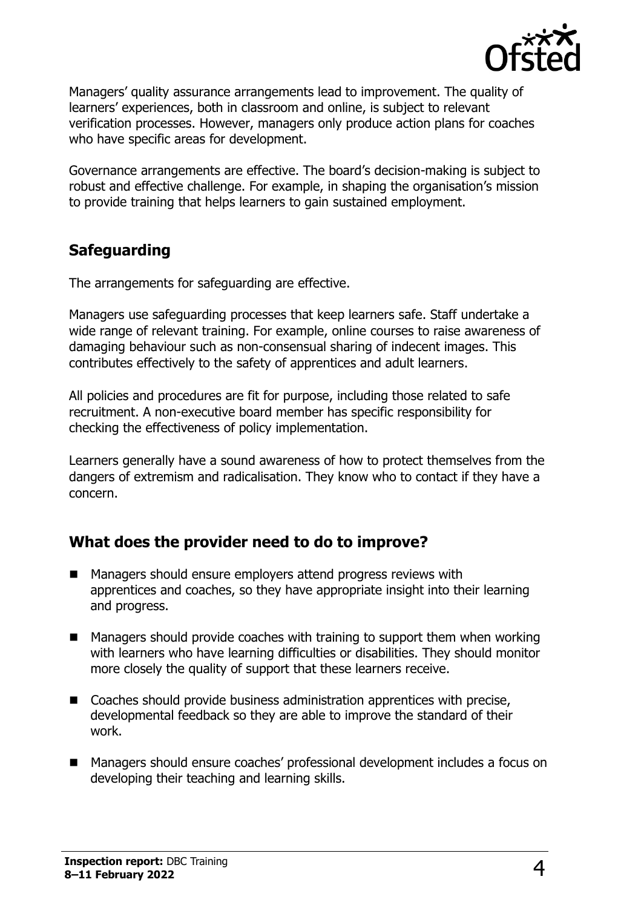Managers' quality assurance arrangements lead to improvement. The quality of learners' experiences, both in classroom and online, is subject to relevant verification processes. However, managers only produce action plans for coaches who have specific areas for development.

Governance arrangements are effective. The board's decision-making is subject to robust and effective challenge. For example, in shaping the organisation's mission to provide training that helps learners to gain sustained employment.

## Safeguarding

The arrangements for safeguarding are effective.

Managers use safeguarding processes that keep learners safe. Staff undertake a wide range of relevant training. For example, online courses to raise awareness of damaging behaviour such as non-consensual sharing of indecent images. This contributes effectively to the safety of apprentices and adult learners.

All policies and procedures are fit for purpose, including those related to safe recruitment. A non-executive board member has specific responsibility for checking the effectiveness of policy implementation.

Learners generally have a sound awareness of how to protect themselves from the dangers of extremism and radicalisation. They know who to contact if they have a concern.

## What does the provider need to do to improve?

- Managers should ensure employers attend progress reviews with apprentices and coaches, so they have appropriate insight into their learning and progress.
- Managers should provide coaches with training to support them when working with learners who have learning difficulties or disabilities. They should monitor more closely the quality of support that these learners receive.
- Coaches should provide business administration apprentices with precise, developmental feedback so they are able to improve the standard of their work.
- Managers should ensure coaches' professional development includes a focus on developing their teaching and learning skills.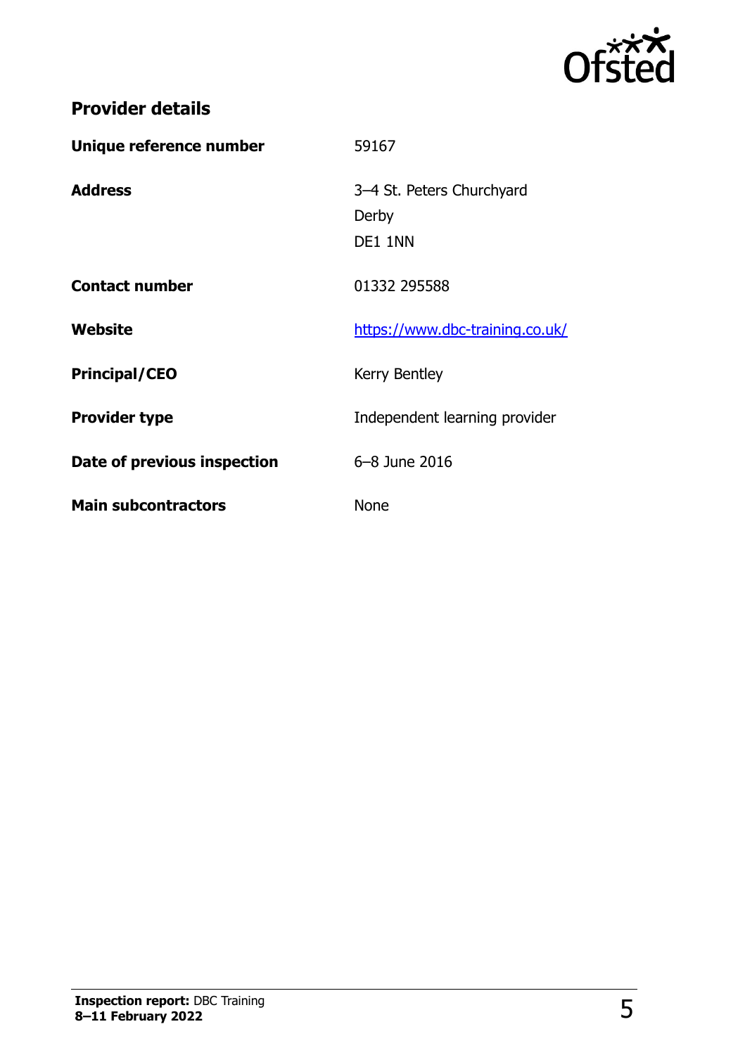## Provider details

| | |
|---|---|
| **Unique reference number** | 59167 |
| **Address** | 3–4 St. Peters Churchyard<br>Derby<br>DE1 1NN |
| **Contact number** | 01332 295588 |
| **Website** | https://www.dbc-training.co.uk/ |
| **Principal/CEO** | Kerry Bentley |
| **Provider type** | Independent learning provider |
| **Date of previous inspection** | 6–8 June 2016 |
| **Main subcontractors** | None |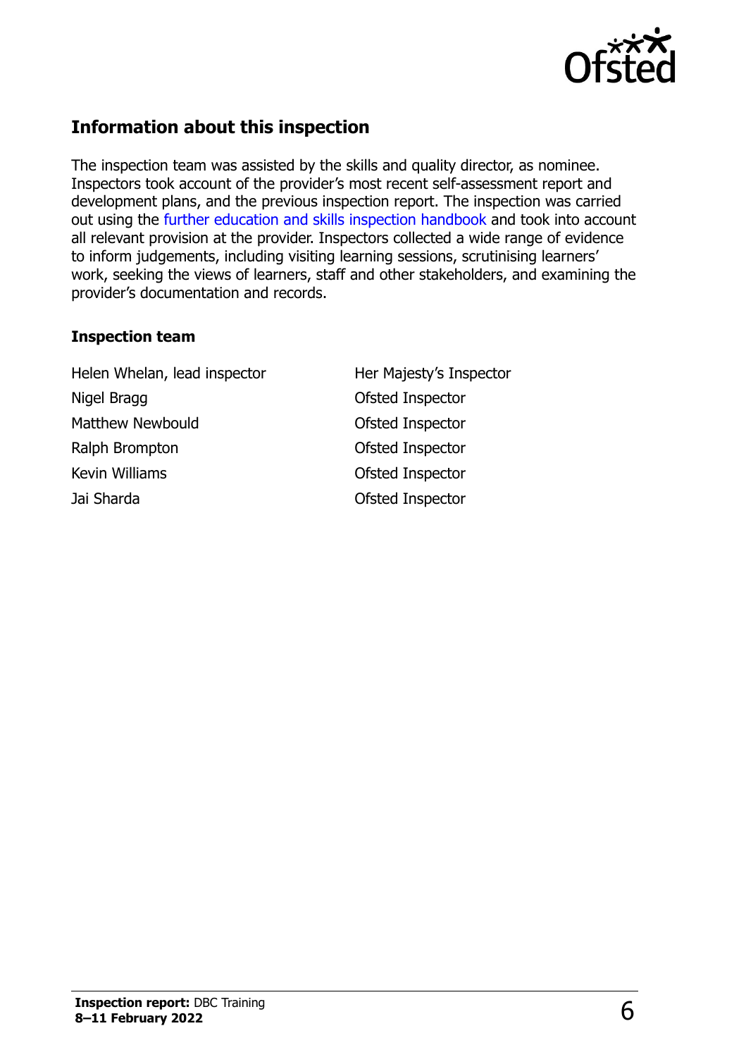## Information about this inspection

The inspection team was assisted by the skills and quality director, as nominee. Inspectors took account of the provider's most recent self-assessment report and development plans, and the previous inspection report. The inspection was carried out using the further education and skills inspection handbook and took into account all relevant provision at the provider. Inspectors collected a wide range of evidence to inform judgements, including visiting learning sessions, scrutinising learners' work, seeking the views of learners, staff and other stakeholders, and examining the provider's documentation and records.

### Inspection team

| | |
|---|---|
| Helen Whelan, lead inspector | Her Majesty's Inspector |
| Nigel Bragg | Ofsted Inspector |
| Matthew Newbould | Ofsted Inspector |
| Ralph Brompton | Ofsted Inspector |
| Kevin Williams | Ofsted Inspector |
| Jai Sharda | Ofsted Inspector |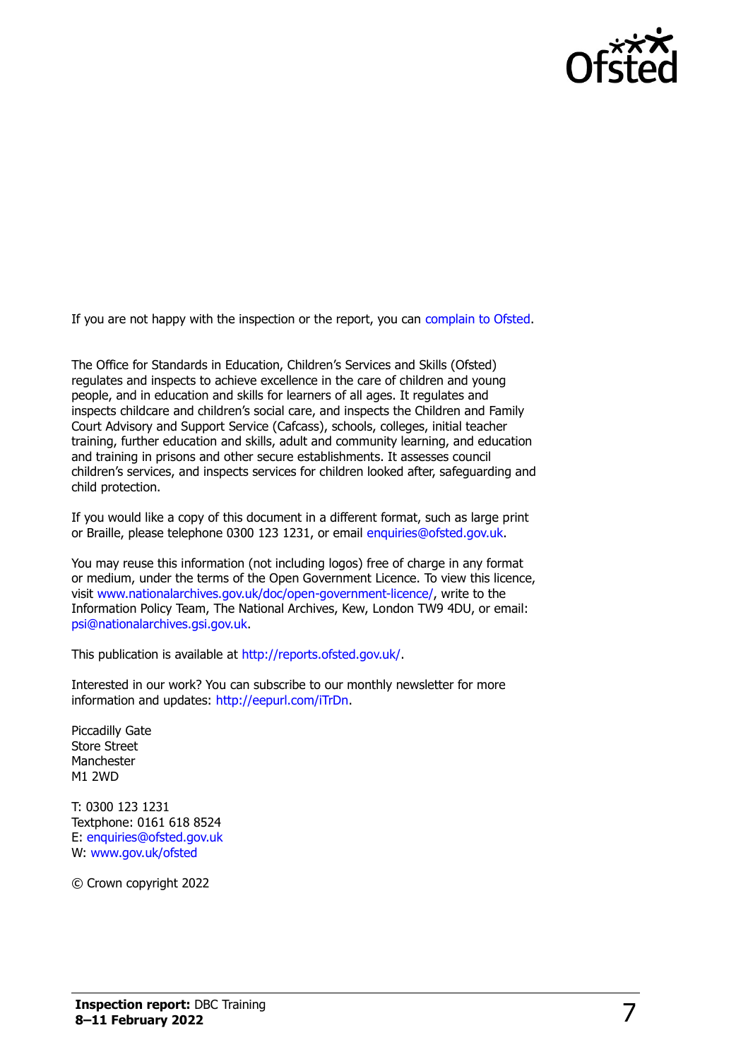If you are not happy with the inspection or the report, you can complain to Ofsted.

The Office for Standards in Education, Children's Services and Skills (Ofsted) regulates and inspects to achieve excellence in the care of children and young people, and in education and skills for learners of all ages. It regulates and inspects childcare and children's social care, and inspects the Children and Family Court Advisory and Support Service (Cafcass), schools, colleges, initial teacher training, further education and skills, adult and community learning, and education and training in prisons and other secure establishments. It assesses council children's services, and inspects services for children looked after, safeguarding and child protection.

If you would like a copy of this document in a different format, such as large print or Braille, please telephone 0300 123 1231, or email enquiries@ofsted.gov.uk.

You may reuse this information (not including logos) free of charge in any format or medium, under the terms of the Open Government Licence. To view this licence, visit www.nationalarchives.gov.uk/doc/open-government-licence/, write to the Information Policy Team, The National Archives, Kew, London TW9 4DU, or email: psi@nationalarchives.gsi.gov.uk.

This publication is available at http://reports.ofsted.gov.uk/.

Interested in our work? You can subscribe to our monthly newsletter for more information and updates: http://eepurl.com/iTrDn.

Piccadilly Gate
Store Street
Manchester
M1 2WD

T: 0300 123 1231
Textphone: 0161 618 8524
E: enquiries@ofsted.gov.uk
W: www.gov.uk/ofsted

© Crown copyright 2022